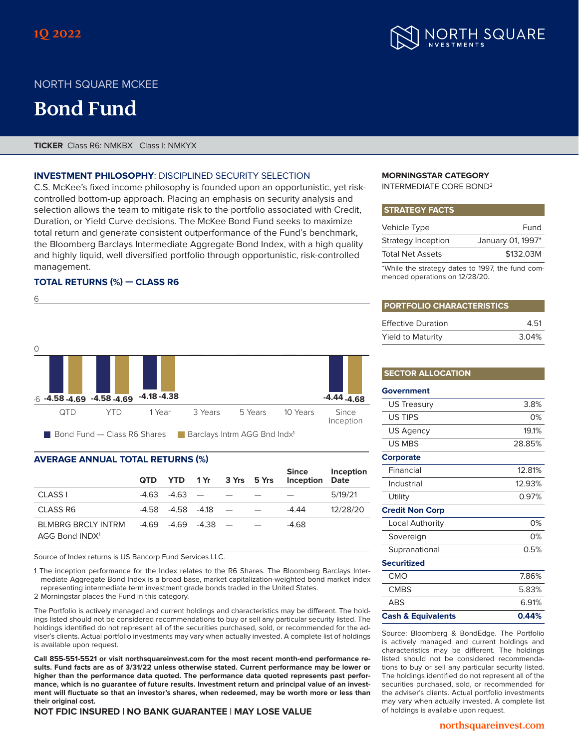1Q 2022

NORTH SQUARE MCKEE

# Bond Fund

**TICKER** Class R6: NMKBX Class I: NMKYX

## INVESTMENT PHILOSOPHY: DISCIPLINED SECURITY SELECTION

C.S. McKee's fixed income philosophy is founded upon an opportunistic, yet risk-controlled bottom-up approach. Placing an emphasis on security analysis and selection allows the team to mitigate risk to the portfolio associated with Credit, Duration, or Yield Curve decisions. The McKee Bond Fund seeks to maximize total return and generate consistent outperformance of the Fund's benchmark, the Bloomberg Barclays Intermediate Aggregate Bond Index, with a high quality and highly liquid, well diversified portfolio through opportunistic, risk-controlled management.

## TOTAL RETURNS (%) — CLASS R6

| | QTD | YTD | 1 Year | 3 Years | 5 Years | 10 Years | Since Inception |
|---|---|---|---|---|---|---|---|
| Bond Fund — Class R6 Shares | -4.58 | -4.58 | -4.18 | | | | -4.44 |
| Barclays Intrm AGG Bnd Indx[1] | -4.69 | -4.69 | -4.38 | | | | -4.68 |

## AVERAGE ANNUAL TOTAL RETURNS (%)

| | QTD | YTD | 1 Yr | 3 Yrs | 5 Yrs | Since Inception | Inception Date |
|---|---|---|---|---|---|---|---|
| CLASS I | -4.63 | -4.63 | — | — | — | — | 5/19/21 |
| CLASS R6 | -4.58 | -4.58 | -4.18 | — | — | -4.44 | 12/28/20 |
| BLMBRG BRCLY INTRM AGG Bond INDX[1] | -4.69 | -4.69 | -4.38 | — | — | -4.68 | |

Source of Index returns is US Bancorp Fund Services LLC.

1 The inception performance for the Index relates to the R6 Shares. The Bloomberg Barclays Intermediate Aggregate Bond Index is a broad base, market capitalization-weighted bond market index representing intermediate term investment grade bonds traded in the United States.

2 Morningstar places the Fund in this category.

The Portfolio is actively managed and current holdings and characteristics may be different. The holdings listed should not be considered recommendations to buy or sell any particular security listed. The holdings identified do not represent all of the securities purchased, sold, or recommended for the adviser's clients. Actual portfolio investments may vary when actually invested. A complete list of holdings is available upon request.

**Call 855-551-5521 or visit northsquareinvest.com for the most recent month-end performance results. Fund facts are as of 3/31/22 unless otherwise stated. Current performance may be lower or higher than the performance data quoted. The performance data quoted represents past performance, which is no guarantee of future results. Investment return and principal value of an investment will fluctuate so that an investor's shares, when redeemed, may be worth more or less than their original cost.**

**NOT FDIC INSURED | NO BANK GUARANTEE | MAY LOSE VALUE**

## MORNINGSTAR CATEGORY

INTERMEDIATE CORE BOND[2]

## STRATEGY FACTS

| | |
|---|---|
| Vehicle Type | Fund |
| Strategy Inception | January 01, 1997* |
| Total Net Assets | $132.03M |

*While the strategy dates to 1997, the fund commenced operations on 12/28/20.

## PORTFOLIO CHARACTERISTICS

| | |
|---|---|
| Effective Duration | 4.51 |
| Yield to Maturity | 3.04% |

## SECTOR ALLOCATION

| | |
|---|---|
| **Government** | |
| US Treasury | 3.8% |
| US TIPS | 0% |
| US Agency | 19.1% |
| US MBS | 28.85% |
| **Corporate** | |
| Financial | 12.81% |
| Industrial | 12.93% |
| Utility | 0.97% |
| **Credit Non Corp** | |
| Local Authority | 0% |
| Sovereign | 0% |
| Supranational | 0.5% |
| **Securitized** | |
| CMO | 7.86% |
| CMBS | 5.83% |
| ABS | 6.91% |
| **Cash & Equivalents** | **0.44%** |

Source: Bloomberg & BondEdge. The Portfolio is actively managed and current holdings and characteristics may be different. The holdings listed should not be considered recommendations to buy or sell any particular security listed. The holdings identified do not represent all of the securities purchased, sold, or recommended for the adviser's clients. Actual portfolio investments may vary when actually invested. A complete list of holdings is available upon request.

northsquareinvest.com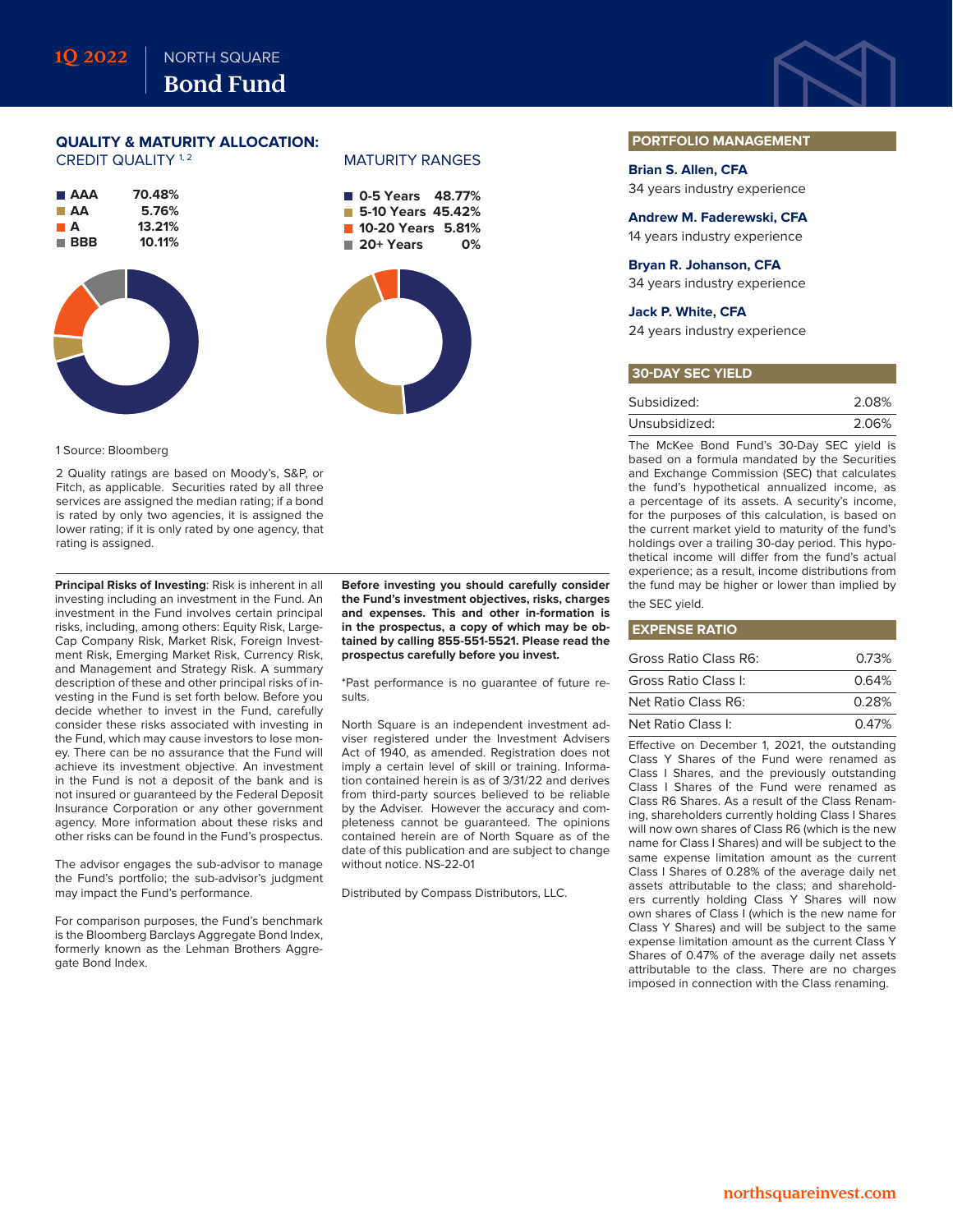1Q 2022

NORTH SQUARE

# Bond Fund

## QUALITY & MATURITY ALLOCATION:

### CREDIT QUALITY [1, 2]

AAA 70.48%
AA 5.76%
A 13.21%
BBB 10.11%

### MATURITY RANGES

0-5 Years 48.77%
5-10 Years 45.42%
10-20 Years 5.81%
20+ Years 0%

1 Source: Bloomberg

2 Quality ratings are based on Moody's, S&P, or Fitch, as applicable. Securities rated by all three services are assigned the median rating; if a bond is rated by only two agencies, it is assigned the lower rating; if it is only rated by one agency, that rating is assigned.

**Principal Risks of Investing**: Risk is inherent in all investing including an investment in the Fund. An investment in the Fund involves certain principal risks, including, among others: Equity Risk, Large-Cap Company Risk, Market Risk, Foreign Investment Risk, Emerging Market Risk, Currency Risk, and Management and Strategy Risk. A summary description of these and other principal risks of investing in the Fund is set forth below. Before you decide whether to invest in the Fund, carefully consider these risks associated with investing in the Fund, which may cause investors to lose money. There can be no assurance that the Fund will achieve its investment objective. An investment in the Fund is not a deposit of the bank and is not insured or guaranteed by the Federal Deposit Insurance Corporation or any other government agency. More information about these risks and other risks can be found in the Fund's prospectus.

The advisor engages the sub-advisor to manage the Fund's portfolio; the sub-advisor's judgment may impact the Fund's performance.

For comparison purposes, the Fund's benchmark is the Bloomberg Barclays Aggregate Bond Index, formerly known as the Lehman Brothers Aggregate Bond Index.

**Before investing you should carefully consider the Fund's investment objectives, risks, charges and expenses. This and other in-formation is in the prospectus, a copy of which may be obtained by calling 855-551-5521. Please read the prospectus carefully before you invest.**

*Past performance is no guarantee of future results.

North Square is an independent investment adviser registered under the Investment Advisers Act of 1940, as amended. Registration does not imply a certain level of skill or training. Information contained herein is as of 3/31/22 and derives from third-party sources believed to be reliable by the Adviser. However the accuracy and completeness cannot be guaranteed. The opinions contained herein are of North Square as of the date of this publication and are subject to change without notice. NS-22-01

Distributed by Compass Distributors, LLC.

## PORTFOLIO MANAGEMENT

**Brian S. Allen, CFA**
34 years industry experience

**Andrew M. Faderewski, CFA**
14 years industry experience

**Bryan R. Johanson, CFA**
34 years industry experience

**Jack P. White, CFA**
24 years industry experience

## 30-DAY SEC YIELD

| | |
|---|---|
| Subsidized: | 2.08% |
| Unsubsidized: | 2.06% |

The McKee Bond Fund's 30-Day SEC yield is based on a formula mandated by the Securities and Exchange Commission (SEC) that calculates the fund's hypothetical annualized income, as a percentage of its assets. A security's income, for the purposes of this calculation, is based on the current market yield to maturity of the fund's holdings over a trailing 30-day period. This hypothetical income will differ from the fund's actual experience; as a result, income distributions from the fund may be higher or lower than implied by the SEC yield.

## EXPENSE RATIO

| | |
|---|---|
| Gross Ratio Class R6: | 0.73% |
| Gross Ratio Class I: | 0.64% |
| Net Ratio Class R6: | 0.28% |
| Net Ratio Class I: | 0.47% |

Effective on December 1, 2021, the outstanding Class Y Shares of the Fund were renamed as Class I Shares, and the previously outstanding Class I Shares of the Fund were renamed as Class R6 Shares. As a result of the Class Renaming, shareholders currently holding Class I Shares will now own shares of Class R6 (which is the new name for Class I Shares) and will be subject to the same expense limitation amount as the current Class I Shares of 0.28% of the average daily net assets attributable to the class; and shareholders currently holding Class Y Shares will now own shares of Class I (which is the new name for Class Y Shares) and will be subject to the same expense limitation amount as the current Class Y Shares of 0.47% of the average daily net assets attributable to the class. There are no charges imposed in connection with the Class renaming.

northsquareinvest.com